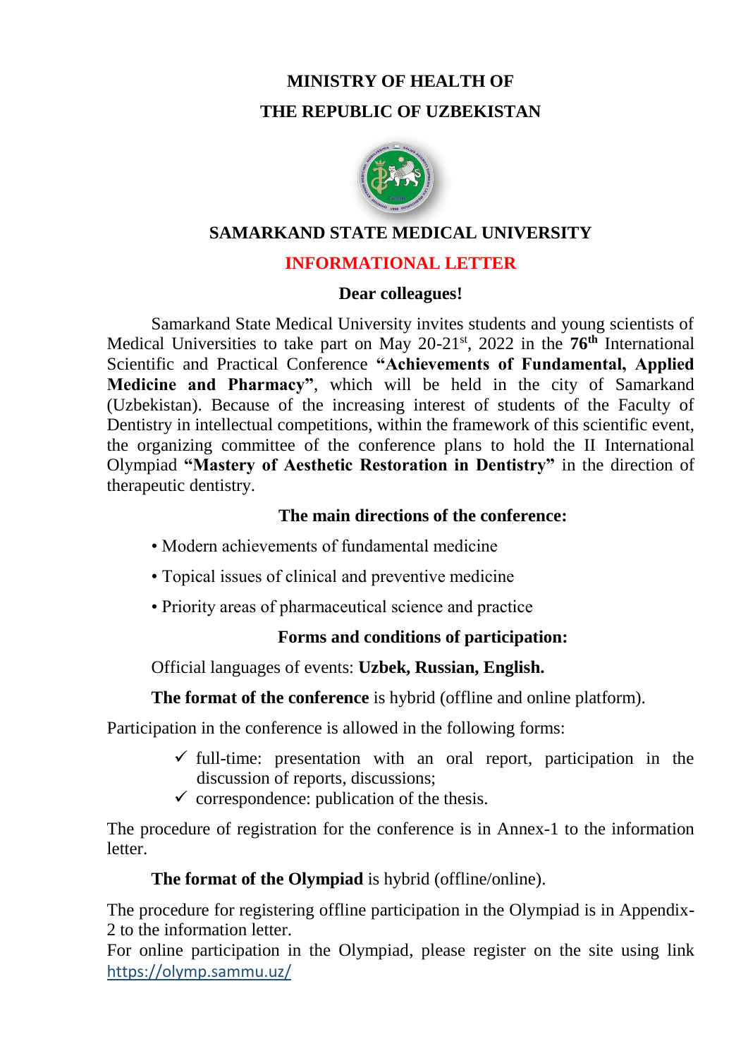# MINISTRY OF HEALTH OF THE REPUBLIC OF UZBEKISTAN

## SAMARKAND STATE MEDICAL UNIVERSITY

## INFORMATIONAL LETTER

**Dear colleagues!**

Samarkand State Medical University invites students and young scientists of Medical Universities to take part on May 20-21st, 2022 in the **76th** International Scientific and Practical Conference **"Achievements of Fundamental, Applied Medicine and Pharmacy"**, which will be held in the city of Samarkand (Uzbekistan). Because of the increasing interest of students of the Faculty of Dentistry in intellectual competitions, within the framework of this scientific event, the organizing committee of the conference plans to hold the II International Olympiad **"Mastery of Aesthetic Restoration in Dentistry"** in the direction of therapeutic dentistry.

### The main directions of the conference:

- Modern achievements of fundamental medicine
- Topical issues of clinical and preventive medicine
- Priority areas of pharmaceutical science and practice

### Forms and conditions of participation:

Official languages of events: **Uzbek, Russian, English.**

**The format of the conference** is hybrid (offline and online platform).

Participation in the conference is allowed in the following forms:

- ✓ full-time: presentation with an oral report, participation in the discussion of reports, discussions;
- ✓ correspondence: publication of the thesis.

The procedure of registration for the conference is in Annex-1 to the information letter.

**The format of the Olympiad** is hybrid (offline/online).

The procedure for registering offline participation in the Olympiad is in Appendix-2 to the information letter.

For online participation in the Olympiad, please register on the site using link https://olymp.sammu.uz/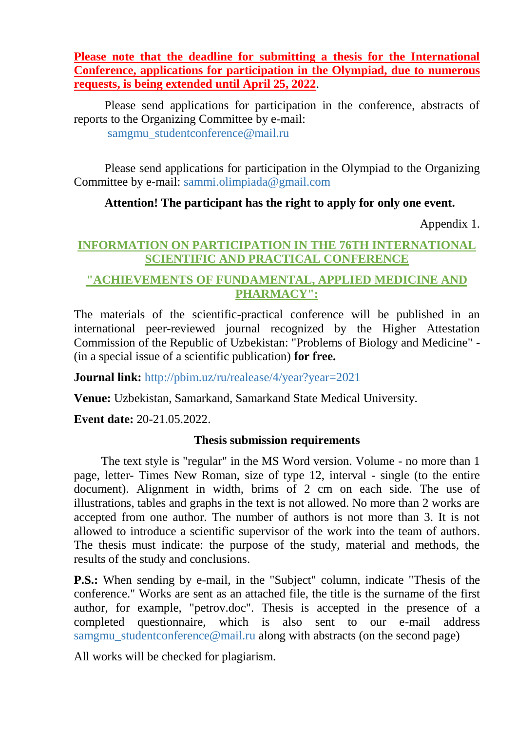**Please note that the deadline for submitting a thesis for the International Conference, applications for participation in the Olympiad, due to numerous requests, is being extended until April 25, 2022**.

Please send applications for participation in the conference, abstracts of reports to the Organizing Committee by e-mail:
samgmu_studentconference@mail.ru

Please send applications for participation in the Olympiad to the Organizing Committee by e-mail: sammi.olimpiada@gmail.com

**Attention! The participant has the right to apply for only one event.**

Appendix 1.

## INFORMATION ON PARTICIPATION IN THE 76TH INTERNATIONAL SCIENTIFIC AND PRACTICAL CONFERENCE

## "ACHIEVEMENTS OF FUNDAMENTAL, APPLIED MEDICINE AND PHARMACY":

The materials of the scientific-practical conference will be published in an international peer-reviewed journal recognized by the Higher Attestation Commission of the Republic of Uzbekistan: "Problems of Biology and Medicine" - (in a special issue of a scientific publication) **for free.**

**Journal link:** http://pbim.uz/ru/realease/4/year?year=2021

**Venue:** Uzbekistan, Samarkand, Samarkand State Medical University.

**Event date:** 20-21.05.2022.

### Thesis submission requirements

The text style is "regular" in the MS Word version. Volume - no more than 1 page, letter- Times New Roman, size of type 12, interval - single (to the entire document). Alignment in width, brims of 2 cm on each side. The use of illustrations, tables and graphs in the text is not allowed. No more than 2 works are accepted from one author. The number of authors is not more than 3. It is not allowed to introduce a scientific supervisor of the work into the team of authors. The thesis must indicate: the purpose of the study, material and methods, the results of the study and conclusions.

**P.S.:** When sending by e-mail, in the "Subject" column, indicate "Thesis of the conference." Works are sent as an attached file, the title is the surname of the first author, for example, "petrov.doc". Thesis is accepted in the presence of a completed questionnaire, which is also sent to our e-mail address samgmu_studentconference@mail.ru along with abstracts (on the second page)

All works will be checked for plagiarism.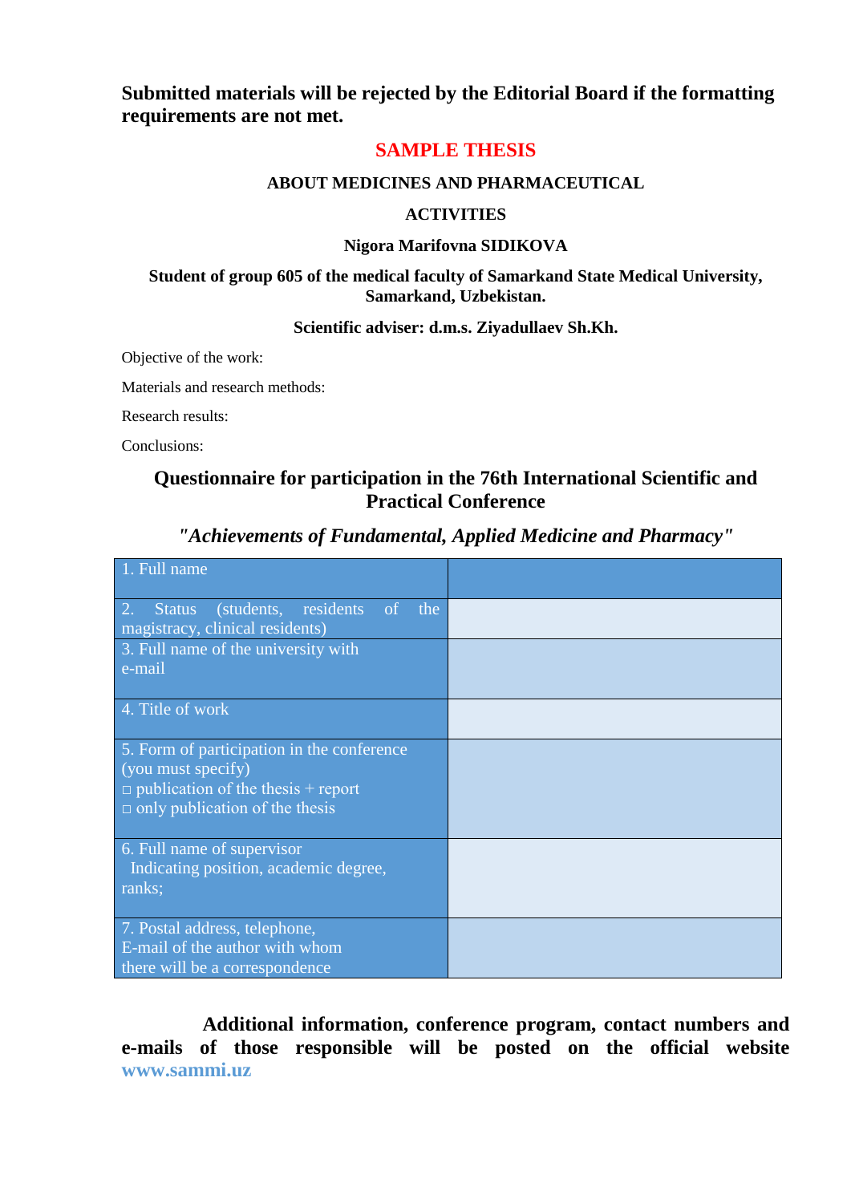**Submitted materials will be rejected by the Editorial Board if the formatting requirements are not met.**

## SAMPLE THESIS

**ABOUT MEDICINES AND PHARMACEUTICAL**

**ACTIVITIES**

**Nigora Marifovna SIDIKOVA**

**Student of group 605 of the medical faculty of Samarkand State Medical University, Samarkand, Uzbekistan.**

**Scientific adviser: d.m.s. Ziyadullaev Sh.Kh.**

Objective of the work:

Materials and research methods:

Research results:

Conclusions:

## Questionnaire for participation in the 76th International Scientific and Practical Conference

***"Achievements of Fundamental, Applied Medicine and Pharmacy"***

| 1. Full name | |
|---|---|
| 2. Status (students, residents of the magistracy, clinical residents) | |
| 3. Full name of the university with e-mail | |
| 4. Title of work | |
| 5. Form of participation in the conference (you must specify)<br>□ publication of the thesis + report<br>□ only publication of the thesis | |
| 6. Full name of supervisor Indicating position, academic degree, ranks; | |
| 7. Postal address, telephone, E-mail of the author with whom there will be a correspondence | |

**Additional information, conference program, contact numbers and e-mails of those responsible will be posted on the official website www.sammi.uz**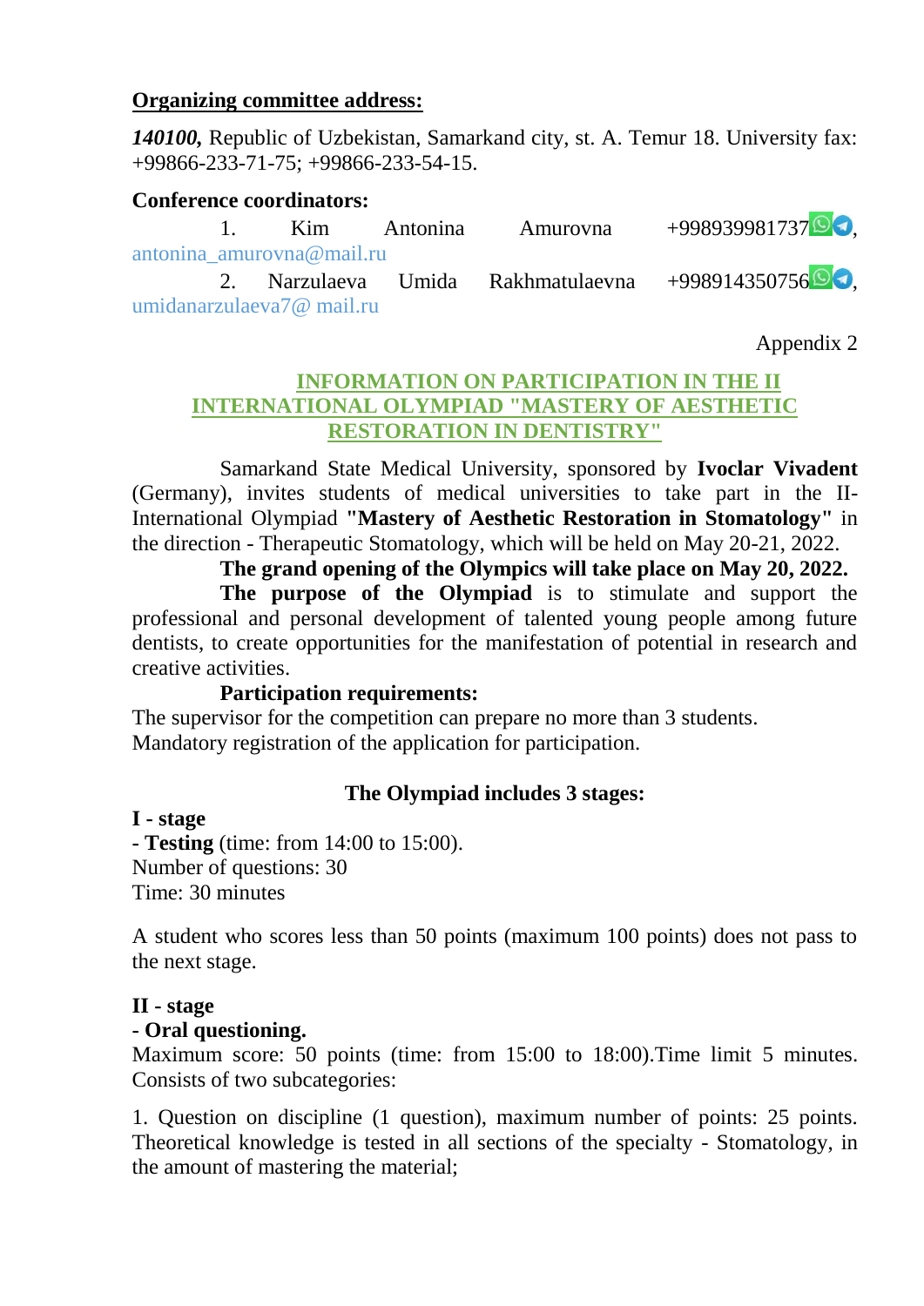**Organizing committee address:**

***140100,*** Republic of Uzbekistan, Samarkand city, st. A. Temur 18. University fax: +99866-233-71-75; +99866-233-54-15.

**Conference coordinators:**

1. Kim Antonina Amurovna +998939981737, antonina_amurovna@mail.ru
2. Narzulaeva Umida Rakhmatulaevna +998914350756, umidanarzulaeva7@ mail.ru

Appendix 2

## INFORMATION ON PARTICIPATION IN THE II INTERNATIONAL OLYMPIAD "MASTERY OF AESTHETIC RESTORATION IN DENTISTRY"

Samarkand State Medical University, sponsored by **Ivoclar Vivadent** (Germany), invites students of medical universities to take part in the II-International Olympiad **"Mastery of Aesthetic Restoration in Stomatology"** in the direction - Therapeutic Stomatology, which will be held on May 20-21, 2022.

**The grand opening of the Olympics will take place on May 20, 2022.**

**The purpose of the Olympiad** is to stimulate and support the professional and personal development of talented young people among future dentists, to create opportunities for the manifestation of potential in research and creative activities.

**Participation requirements:**

The supervisor for the competition can prepare no more than 3 students.
Mandatory registration of the application for participation.

**The Olympiad includes 3 stages:**

**I - stage**
- **Testing** (time: from 14:00 to 15:00).
Number of questions: 30
Time: 30 minutes

A student who scores less than 50 points (maximum 100 points) does not pass to the next stage.

**II - stage**
**- Oral questioning.**
Maximum score: 50 points (time: from 15:00 to 18:00).Time limit 5 minutes. Consists of two subcategories:

1. Question on discipline (1 question), maximum number of points: 25 points. Theoretical knowledge is tested in all sections of the specialty - Stomatology, in the amount of mastering the material;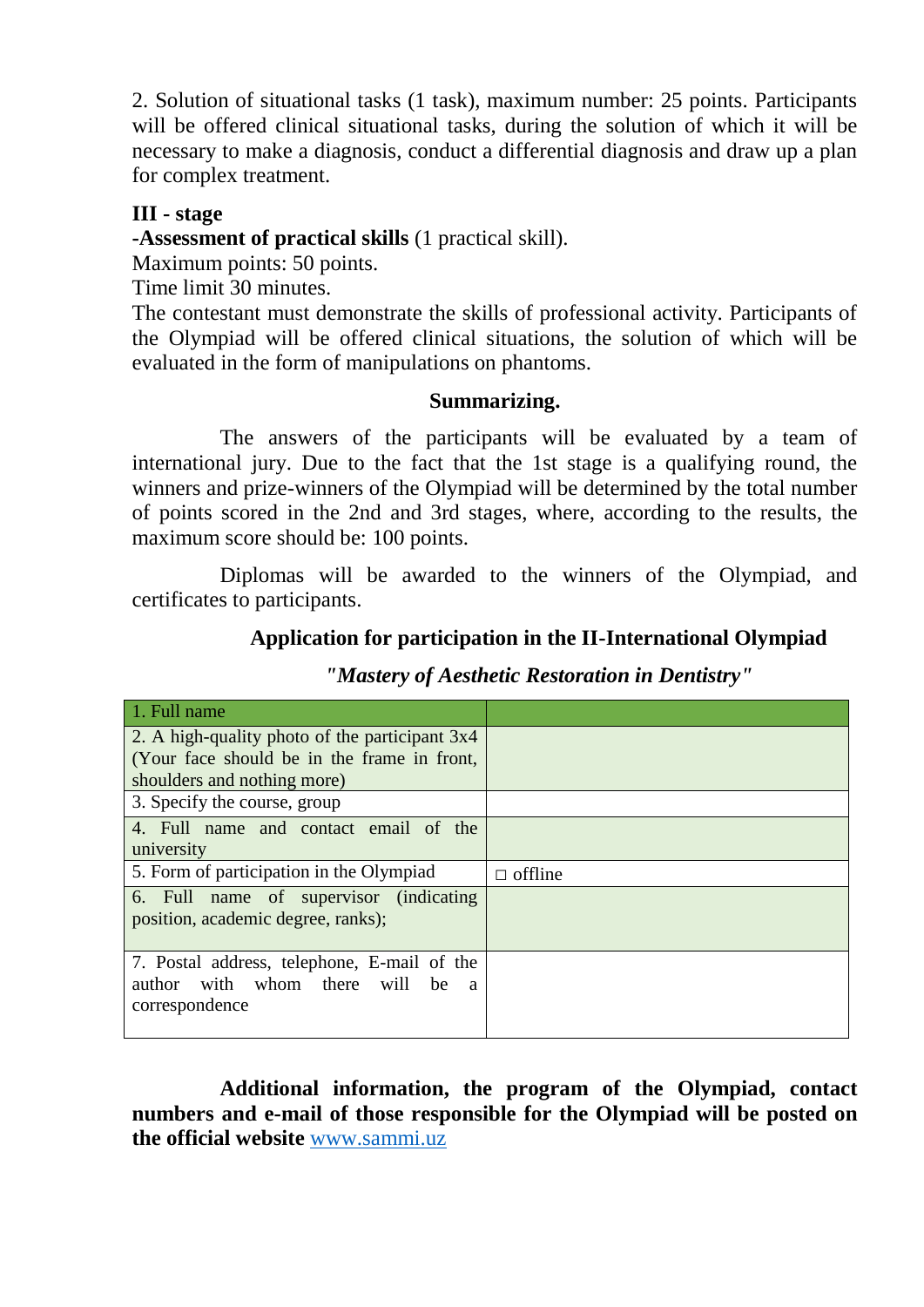2. Solution of situational tasks (1 task), maximum number: 25 points. Participants will be offered clinical situational tasks, during the solution of which it will be necessary to make a diagnosis, conduct a differential diagnosis and draw up a plan for complex treatment.

**III - stage**

**-Assessment of practical skills** (1 practical skill).

Maximum points: 50 points.

Time limit 30 minutes.

The contestant must demonstrate the skills of professional activity. Participants of the Olympiad will be offered clinical situations, the solution of which will be evaluated in the form of manipulations on phantoms.

**Summarizing.**

The answers of the participants will be evaluated by a team of international jury. Due to the fact that the 1st stage is a qualifying round, the winners and prize-winners of the Olympiad will be determined by the total number of points scored in the 2nd and 3rd stages, where, according to the results, the maximum score should be: 100 points.

Diplomas will be awarded to the winners of the Olympiad, and certificates to participants.

**Application for participation in the II-International Olympiad**

***"Mastery of Aesthetic Restoration in Dentistry"***

| 1. Full name | |
|---|---|
| 2. A high-quality photo of the participant 3x4 (Your face should be in the frame in front, shoulders and nothing more) | |
| 3. Specify the course, group | |
| 4. Full name and contact email of the university | |
| 5. Form of participation in the Olympiad | □ offline |
| 6. Full name of supervisor (indicating position, academic degree, ranks); | |
| 7. Postal address, telephone, E-mail of the author with whom there will be a correspondence | |

**Additional information, the program of the Olympiad, contact numbers and e-mail of those responsible for the Olympiad will be posted on the official website** [www.sammi.uz](http://www.sammi.uz)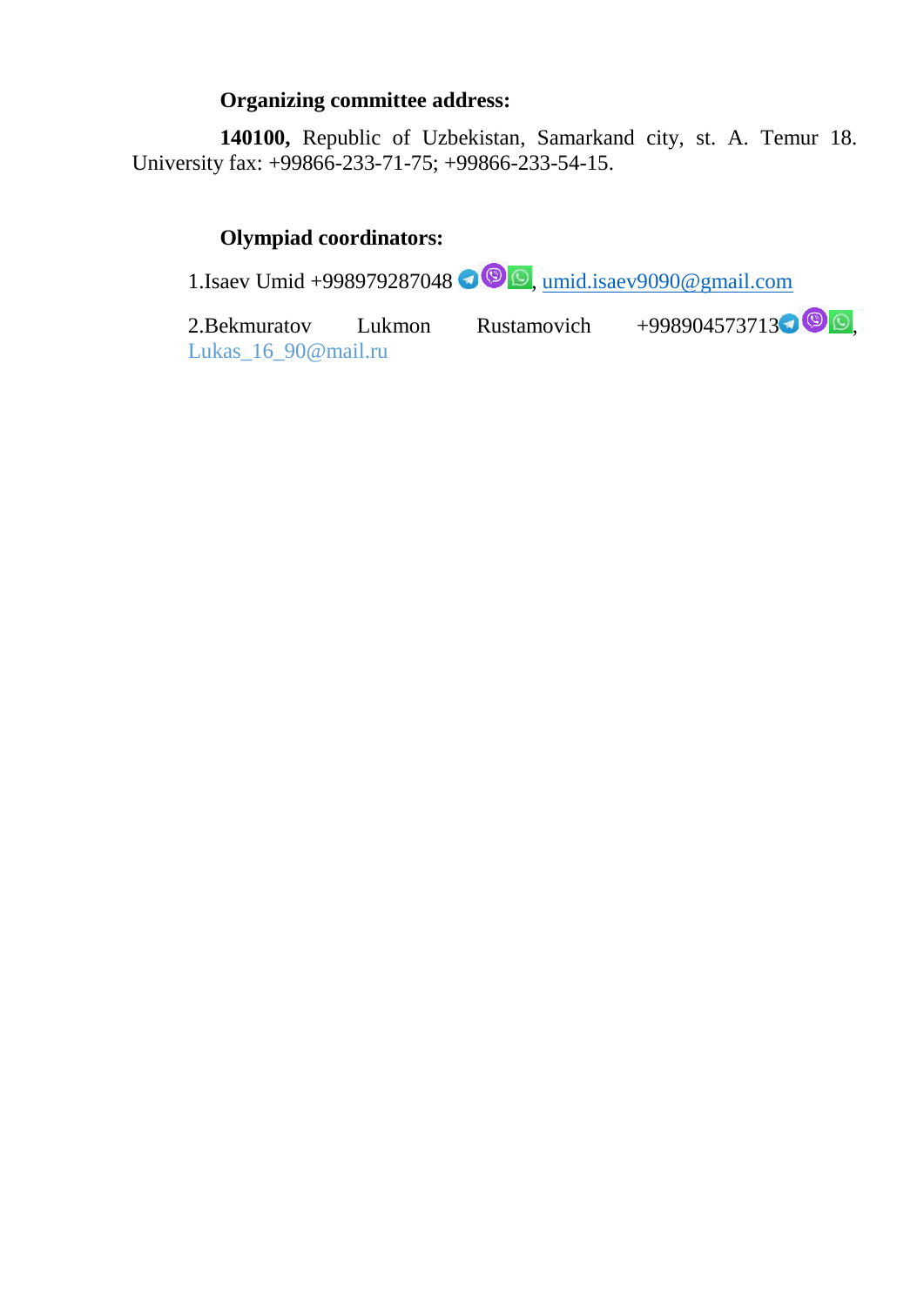**Organizing committee address:**

**140100,** Republic of Uzbekistan, Samarkand city, st. A. Temur 18. University fax: +99866-233-71-75; +99866-233-54-15.

**Olympiad coordinators:**

1.Isaev Umid +998979287048, umid.isaev9090@gmail.com

2.Bekmuratov Lukmon Rustamovich +998904573713, Lukas_16_90@mail.ru